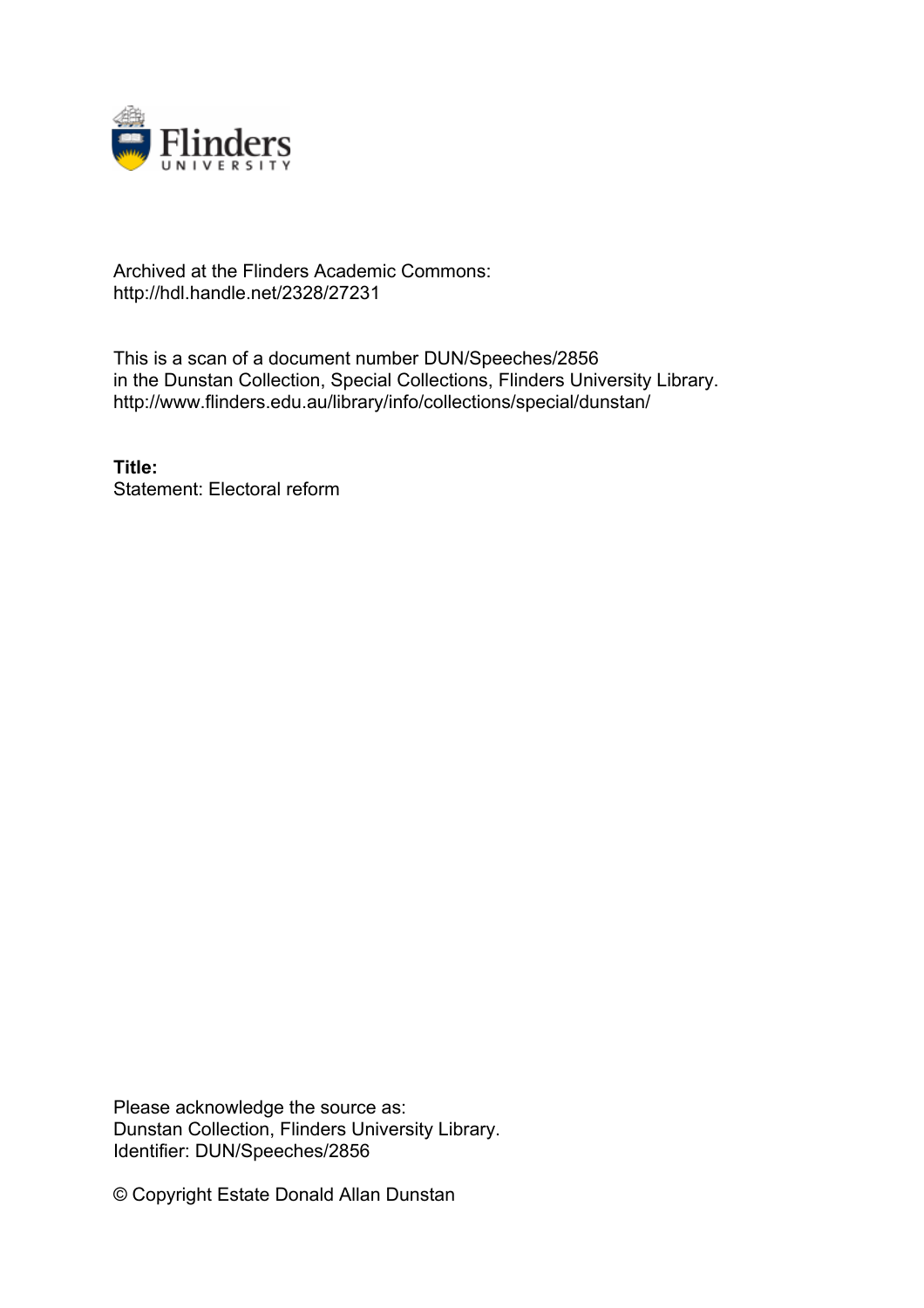Archived at the Flinders Academic Commons:
http://hdl.handle.net/2328/27231

This is a scan of a document number DUN/Speeches/2856 in the Dunstan Collection, Special Collections, Flinders University Library.
http://www.flinders.edu.au/library/info/collections/special/dunstan/

**Title:**
Statement: Electoral reform

Please acknowledge the source as:
Dunstan Collection, Flinders University Library.
Identifier: DUN/Speeches/2856

© Copyright Estate Donald Allan Dunstan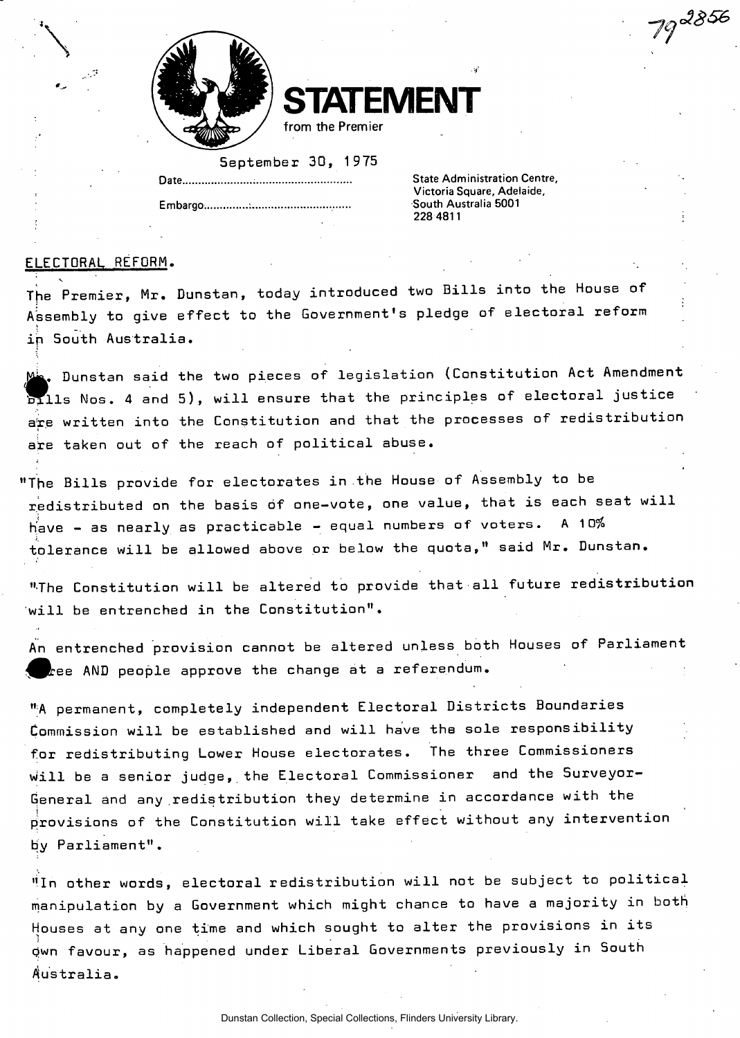79 2856

# STATEMENT

from the Premier

September 30, 1975

Date.................................................

Embargo.............................................

State Administration Centre,
Victoria Square, Adelaide,
South Australia 5001
228 4811

ELECTORAL REFORM.

The Premier, Mr. Dunstan, today introduced two Bills into the House of Assembly to give effect to the Government's pledge of electoral reform in South Australia.

Mr. Dunstan said the two pieces of legislation (Constitution Act Amendment Bills Nos. 4 and 5), will ensure that the principles of electoral justice are written into the Constitution and that the processes of redistribution are taken out of the reach of political abuse.

"The Bills provide for electorates in the House of Assembly to be redistributed on the basis of one-vote, one value, that is each seat will have - as nearly as practicable - equal numbers of voters. A 10% tolerance will be allowed above or below the quota," said Mr. Dunstan.

"The Constitution will be altered to provide that all future redistribution will be entrenched in the Constitution".

An entrenched provision cannot be altered unless both Houses of Parliament agree AND people approve the change at a referendum.

"A permanent, completely independent Electoral Districts Boundaries Commission will be established and will have the sole responsibility for redistributing Lower House electorates. The three Commissioners will be a senior judge, the Electoral Commissioner and the Surveyor-General and any redistribution they determine in accordance with the provisions of the Constitution will take effect without any intervention by Parliament".

"In other words, electoral redistribution will not be subject to political manipulation by a Government which might chance to have a majority in both Houses at any one time and which sought to alter the provisions in its own favour, as happened under Liberal Governments previously in South Australia.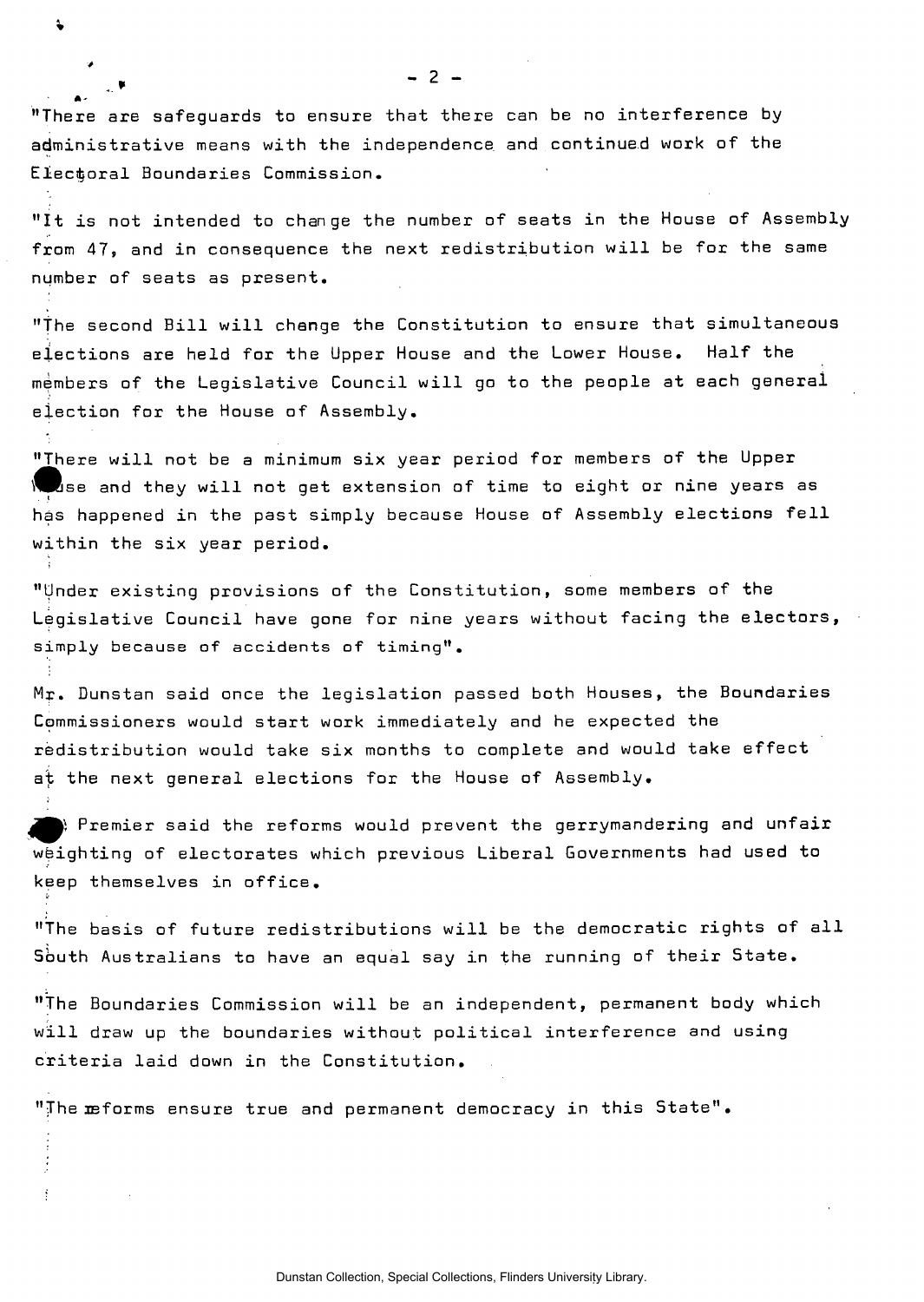"There are safeguards to ensure that there can be no interference by administrative means with the independence and continued work of the Electoral Boundaries Commission.

"It is not intended to change the number of seats in the House of Assembly from 47, and in consequence the next redistribution will be for the same number of seats as present.

"The second Bill will change the Constitution to ensure that simultaneous elections are held for the Upper House and the Lower House. Half the members of the Legislative Council will go to the people at each general election for the House of Assembly.

"There will not be a minimum six year period for members of the Upper House and they will not get extension of time to eight or nine years as has happened in the past simply because House of Assembly elections fell within the six year period.

"Under existing provisions of the Constitution, some members of the Legislative Council have gone for nine years without facing the electors, simply because of accidents of timing".

Mr. Dunstan said once the legislation passed both Houses, the Boundaries Commissioners would start work immediately and he expected the redistribution would take six months to complete and would take effect at the next general elections for the House of Assembly.

The Premier said the reforms would prevent the gerrymandering and unfair weighting of electorates which previous Liberal Governments had used to keep themselves in office.

"The basis of future redistributions will be the democratic rights of all South Australians to have an equal say in the running of their State.

"The Boundaries Commission will be an independent, permanent body which will draw up the boundaries without political interference and using criteria laid down in the Constitution.

"The reforms ensure true and permanent democracy in this State".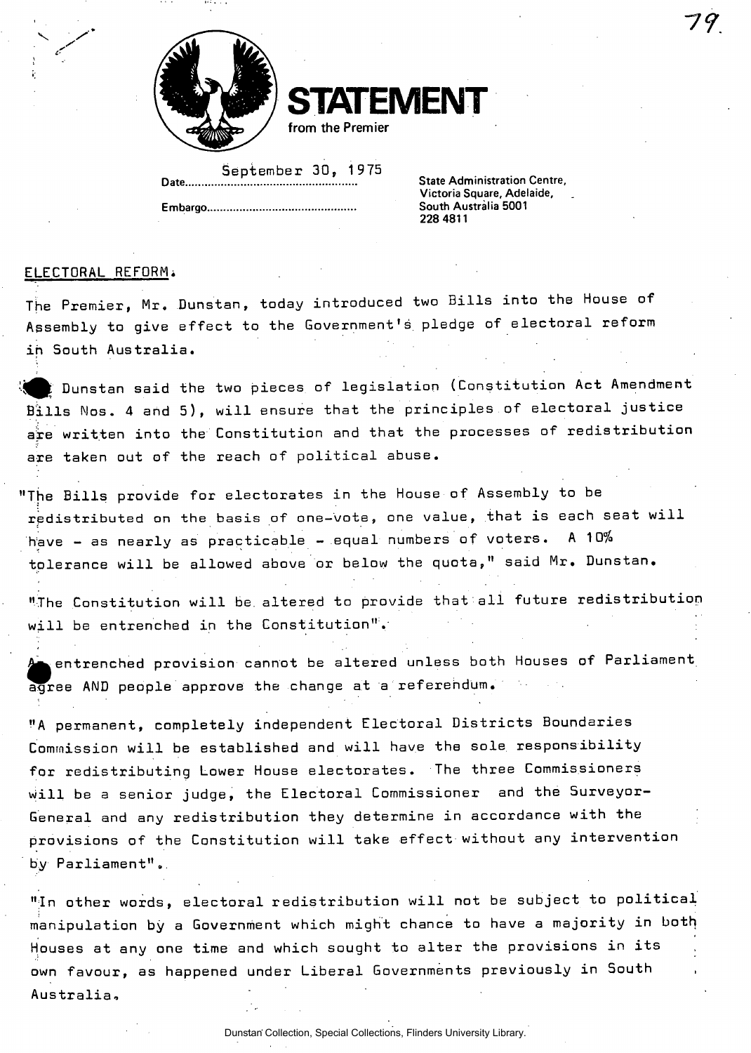# STATEMENT

from the Premier

Date September 30, 1975

Embargo.............................................

State Administration Centre,
Victoria Square, Adelaide,
South Australia 5001
228 4811

ELECTORAL REFORM.

The Premier, Mr. Dunstan, today introduced two Bills into the House of Assembly to give effect to the Government's pledge of electoral reform in South Australia.

Mr. Dunstan said the two pieces of legislation (Constitution Act Amendment Bills Nos. 4 and 5), will ensure that the principles of electoral justice are written into the Constitution and that the processes of redistribution are taken out of the reach of political abuse.

"The Bills provide for electorates in the House of Assembly to be redistributed on the basis of one-vote, one value, that is each seat will have - as nearly as practicable - equal numbers of voters. A 10% tolerance will be allowed above or below the quota," said Mr. Dunstan.

"The Constitution will be altered to provide that all future redistribution will be entrenched in the Constitution".

An entrenched provision cannot be altered unless both Houses of Parliament agree AND people approve the change at a referendum.

"A permanent, completely independent Electoral Districts Boundaries Commission will be established and will have the sole responsibility for redistributing Lower House electorates. The three Commissioners will be a senior judge, the Electoral Commissioner and the Surveyor-General and any redistribution they determine in accordance with the provisions of the Constitution will take effect without any intervention by Parliament".

"In other words, electoral redistribution will not be subject to political manipulation by a Government which might chance to have a majority in both Houses at any one time and which sought to alter the provisions in its own favour, as happened under Liberal Governments previously in South Australia.

Dunstan Collection, Special Collections, Flinders University Library.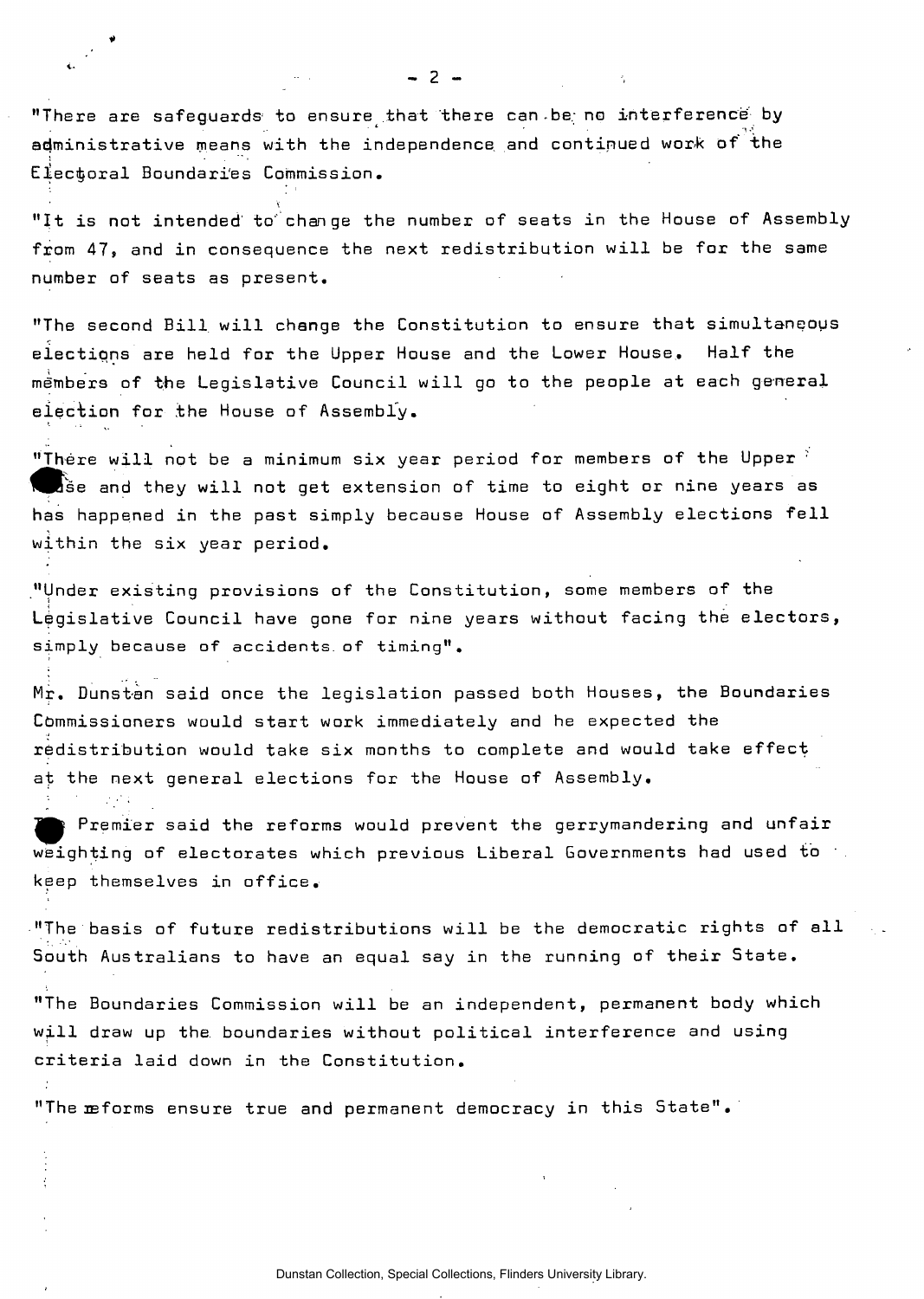"There are safeguards to ensure that there can be no interference by administrative means with the independence and continued work of the Electoral Boundaries Commission.

"It is not intended to change the number of seats in the House of Assembly from 47, and in consequence the next redistribution will be for the same number of seats as present.

"The second Bill will change the Constitution to ensure that simultaneous elections are held for the Upper House and the Lower House. Half the members of the Legislative Council will go to the people at each general election for the House of Assembly.

"There will not be a minimum six year period for members of the Upper House and they will not get extension of time to eight or nine years as has happened in the past simply because House of Assembly elections fell within the six year period.

"Under existing provisions of the Constitution, some members of the Legislative Council have gone for nine years without facing the electors, simply because of accidents of timing".

Mr. Dunstan said once the legislation passed both Houses, the Boundaries Commissioners would start work immediately and he expected the redistribution would take six months to complete and would take effect at the next general elections for the House of Assembly.

The Premier said the reforms would prevent the gerrymandering and unfair weighting of electorates which previous Liberal Governments had used to keep themselves in office.

"The basis of future redistributions will be the democratic rights of all South Australians to have an equal say in the running of their State.

"The Boundaries Commission will be an independent, permanent body which will draw up the boundaries without political interference and using criteria laid down in the Constitution.

"The reforms ensure true and permanent democracy in this State".

Dunstan Collection, Special Collections, Flinders University Library.